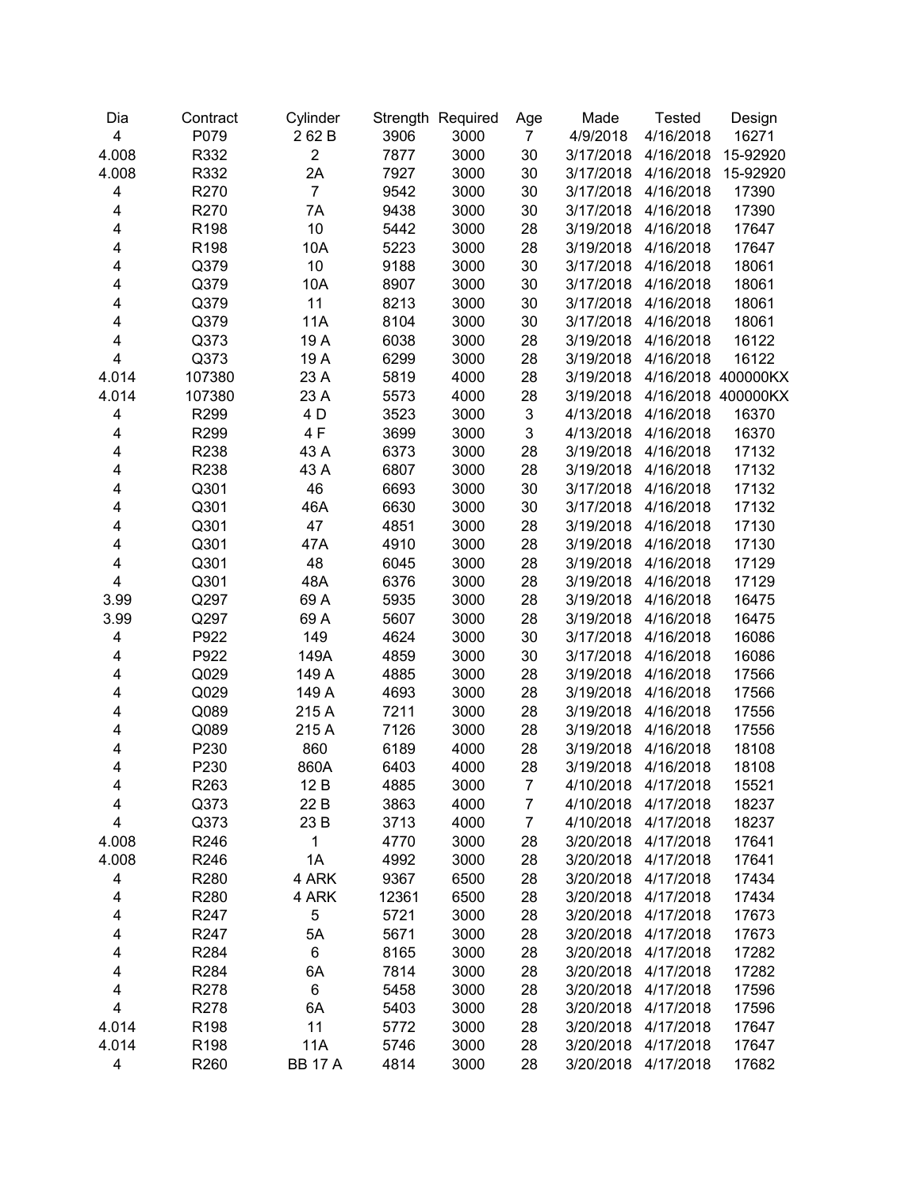| Dia | Contract | Cylinder | Strength | Required | Age | Made | Tested | Design |
|---|---|---|---|---|---|---|---|---|
| 4 | P079 | 2 62 B | 3906 | 3000 | 7 | 4/9/2018 | 4/16/2018 | 16271 |
| 4.008 | R332 | 2 | 7877 | 3000 | 30 | 3/17/2018 | 4/16/2018 | 15-92920 |
| 4.008 | R332 | 2A | 7927 | 3000 | 30 | 3/17/2018 | 4/16/2018 | 15-92920 |
| 4 | R270 | 7 | 9542 | 3000 | 30 | 3/17/2018 | 4/16/2018 | 17390 |
| 4 | R270 | 7A | 9438 | 3000 | 30 | 3/17/2018 | 4/16/2018 | 17390 |
| 4 | R198 | 10 | 5442 | 3000 | 28 | 3/19/2018 | 4/16/2018 | 17647 |
| 4 | R198 | 10A | 5223 | 3000 | 28 | 3/19/2018 | 4/16/2018 | 17647 |
| 4 | Q379 | 10 | 9188 | 3000 | 30 | 3/17/2018 | 4/16/2018 | 18061 |
| 4 | Q379 | 10A | 8907 | 3000 | 30 | 3/17/2018 | 4/16/2018 | 18061 |
| 4 | Q379 | 11 | 8213 | 3000 | 30 | 3/17/2018 | 4/16/2018 | 18061 |
| 4 | Q379 | 11A | 8104 | 3000 | 30 | 3/17/2018 | 4/16/2018 | 18061 |
| 4 | Q373 | 19 A | 6038 | 3000 | 28 | 3/19/2018 | 4/16/2018 | 16122 |
| 4 | Q373 | 19 A | 6299 | 3000 | 28 | 3/19/2018 | 4/16/2018 | 16122 |
| 4.014 | 107380 | 23 A | 5819 | 4000 | 28 | 3/19/2018 | 4/16/2018 | 400000KX |
| 4.014 | 107380 | 23 A | 5573 | 4000 | 28 | 3/19/2018 | 4/16/2018 | 400000KX |
| 4 | R299 | 4 D | 3523 | 3000 | 3 | 4/13/2018 | 4/16/2018 | 16370 |
| 4 | R299 | 4 F | 3699 | 3000 | 3 | 4/13/2018 | 4/16/2018 | 16370 |
| 4 | R238 | 43 A | 6373 | 3000 | 28 | 3/19/2018 | 4/16/2018 | 17132 |
| 4 | R238 | 43 A | 6807 | 3000 | 28 | 3/19/2018 | 4/16/2018 | 17132 |
| 4 | Q301 | 46 | 6693 | 3000 | 30 | 3/17/2018 | 4/16/2018 | 17132 |
| 4 | Q301 | 46A | 6630 | 3000 | 30 | 3/17/2018 | 4/16/2018 | 17132 |
| 4 | Q301 | 47 | 4851 | 3000 | 28 | 3/19/2018 | 4/16/2018 | 17130 |
| 4 | Q301 | 47A | 4910 | 3000 | 28 | 3/19/2018 | 4/16/2018 | 17130 |
| 4 | Q301 | 48 | 6045 | 3000 | 28 | 3/19/2018 | 4/16/2018 | 17129 |
| 4 | Q301 | 48A | 6376 | 3000 | 28 | 3/19/2018 | 4/16/2018 | 17129 |
| 3.99 | Q297 | 69 A | 5935 | 3000 | 28 | 3/19/2018 | 4/16/2018 | 16475 |
| 3.99 | Q297 | 69 A | 5607 | 3000 | 28 | 3/19/2018 | 4/16/2018 | 16475 |
| 4 | P922 | 149 | 4624 | 3000 | 30 | 3/17/2018 | 4/16/2018 | 16086 |
| 4 | P922 | 149A | 4859 | 3000 | 30 | 3/17/2018 | 4/16/2018 | 16086 |
| 4 | Q029 | 149 A | 4885 | 3000 | 28 | 3/19/2018 | 4/16/2018 | 17566 |
| 4 | Q029 | 149 A | 4693 | 3000 | 28 | 3/19/2018 | 4/16/2018 | 17566 |
| 4 | Q089 | 215 A | 7211 | 3000 | 28 | 3/19/2018 | 4/16/2018 | 17556 |
| 4 | Q089 | 215 A | 7126 | 3000 | 28 | 3/19/2018 | 4/16/2018 | 17556 |
| 4 | P230 | 860 | 6189 | 4000 | 28 | 3/19/2018 | 4/16/2018 | 18108 |
| 4 | P230 | 860A | 6403 | 4000 | 28 | 3/19/2018 | 4/16/2018 | 18108 |
| 4 | R263 | 12 B | 4885 | 3000 | 7 | 4/10/2018 | 4/17/2018 | 15521 |
| 4 | Q373 | 22 B | 3863 | 4000 | 7 | 4/10/2018 | 4/17/2018 | 18237 |
| 4 | Q373 | 23 B | 3713 | 4000 | 7 | 4/10/2018 | 4/17/2018 | 18237 |
| 4.008 | R246 | 1 | 4770 | 3000 | 28 | 3/20/2018 | 4/17/2018 | 17641 |
| 4.008 | R246 | 1A | 4992 | 3000 | 28 | 3/20/2018 | 4/17/2018 | 17641 |
| 4 | R280 | 4 ARK | 9367 | 6500 | 28 | 3/20/2018 | 4/17/2018 | 17434 |
| 4 | R280 | 4 ARK | 12361 | 6500 | 28 | 3/20/2018 | 4/17/2018 | 17434 |
| 4 | R247 | 5 | 5721 | 3000 | 28 | 3/20/2018 | 4/17/2018 | 17673 |
| 4 | R247 | 5A | 5671 | 3000 | 28 | 3/20/2018 | 4/17/2018 | 17673 |
| 4 | R284 | 6 | 8165 | 3000 | 28 | 3/20/2018 | 4/17/2018 | 17282 |
| 4 | R284 | 6A | 7814 | 3000 | 28 | 3/20/2018 | 4/17/2018 | 17282 |
| 4 | R278 | 6 | 5458 | 3000 | 28 | 3/20/2018 | 4/17/2018 | 17596 |
| 4 | R278 | 6A | 5403 | 3000 | 28 | 3/20/2018 | 4/17/2018 | 17596 |
| 4.014 | R198 | 11 | 5772 | 3000 | 28 | 3/20/2018 | 4/17/2018 | 17647 |
| 4.014 | R198 | 11A | 5746 | 3000 | 28 | 3/20/2018 | 4/17/2018 | 17647 |
| 4 | R260 | BB 17 A | 4814 | 3000 | 28 | 3/20/2018 | 4/17/2018 | 17682 |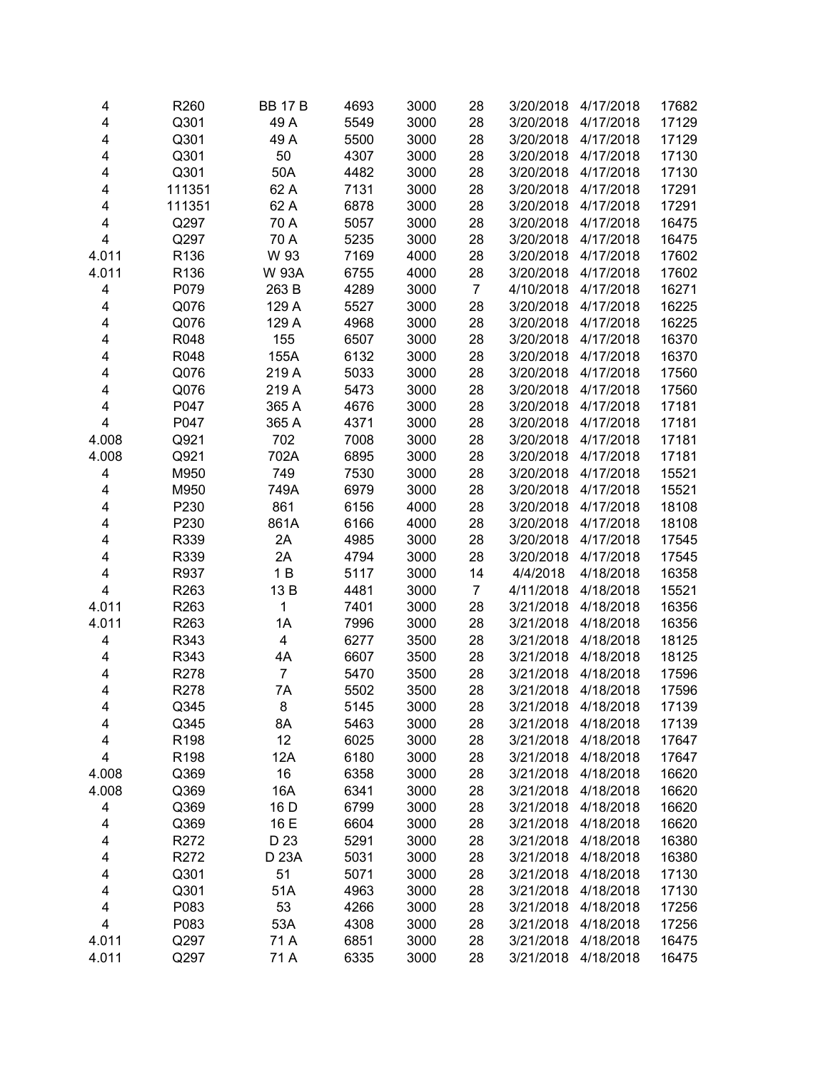| | | | | | | | | |
|---|---|---|---|---|---|---|---|---|
| 4 | R260 | BB 17 B | 4693 | 3000 | 28 | 3/20/2018 | 4/17/2018 | 17682 |
| 4 | Q301 | 49 A | 5549 | 3000 | 28 | 3/20/2018 | 4/17/2018 | 17129 |
| 4 | Q301 | 49 A | 5500 | 3000 | 28 | 3/20/2018 | 4/17/2018 | 17129 |
| 4 | Q301 | 50 | 4307 | 3000 | 28 | 3/20/2018 | 4/17/2018 | 17130 |
| 4 | Q301 | 50A | 4482 | 3000 | 28 | 3/20/2018 | 4/17/2018 | 17130 |
| 4 | 111351 | 62 A | 7131 | 3000 | 28 | 3/20/2018 | 4/17/2018 | 17291 |
| 4 | 111351 | 62 A | 6878 | 3000 | 28 | 3/20/2018 | 4/17/2018 | 17291 |
| 4 | Q297 | 70 A | 5057 | 3000 | 28 | 3/20/2018 | 4/17/2018 | 16475 |
| 4 | Q297 | 70 A | 5235 | 3000 | 28 | 3/20/2018 | 4/17/2018 | 16475 |
| 4.011 | R136 | W 93 | 7169 | 4000 | 28 | 3/20/2018 | 4/17/2018 | 17602 |
| 4.011 | R136 | W 93A | 6755 | 4000 | 28 | 3/20/2018 | 4/17/2018 | 17602 |
| 4 | P079 | 263 B | 4289 | 3000 | 7 | 4/10/2018 | 4/17/2018 | 16271 |
| 4 | Q076 | 129 A | 5527 | 3000 | 28 | 3/20/2018 | 4/17/2018 | 16225 |
| 4 | Q076 | 129 A | 4968 | 3000 | 28 | 3/20/2018 | 4/17/2018 | 16225 |
| 4 | R048 | 155 | 6507 | 3000 | 28 | 3/20/2018 | 4/17/2018 | 16370 |
| 4 | R048 | 155A | 6132 | 3000 | 28 | 3/20/2018 | 4/17/2018 | 16370 |
| 4 | Q076 | 219 A | 5033 | 3000 | 28 | 3/20/2018 | 4/17/2018 | 17560 |
| 4 | Q076 | 219 A | 5473 | 3000 | 28 | 3/20/2018 | 4/17/2018 | 17560 |
| 4 | P047 | 365 A | 4676 | 3000 | 28 | 3/20/2018 | 4/17/2018 | 17181 |
| 4 | P047 | 365 A | 4371 | 3000 | 28 | 3/20/2018 | 4/17/2018 | 17181 |
| 4.008 | Q921 | 702 | 7008 | 3000 | 28 | 3/20/2018 | 4/17/2018 | 17181 |
| 4.008 | Q921 | 702A | 6895 | 3000 | 28 | 3/20/2018 | 4/17/2018 | 17181 |
| 4 | M950 | 749 | 7530 | 3000 | 28 | 3/20/2018 | 4/17/2018 | 15521 |
| 4 | M950 | 749A | 6979 | 3000 | 28 | 3/20/2018 | 4/17/2018 | 15521 |
| 4 | P230 | 861 | 6156 | 4000 | 28 | 3/20/2018 | 4/17/2018 | 18108 |
| 4 | P230 | 861A | 6166 | 4000 | 28 | 3/20/2018 | 4/17/2018 | 18108 |
| 4 | R339 | 2A | 4985 | 3000 | 28 | 3/20/2018 | 4/17/2018 | 17545 |
| 4 | R339 | 2A | 4794 | 3000 | 28 | 3/20/2018 | 4/17/2018 | 17545 |
| 4 | R937 | 1 B | 5117 | 3000 | 14 | 4/4/2018 | 4/18/2018 | 16358 |
| 4 | R263 | 13 B | 4481 | 3000 | 7 | 4/11/2018 | 4/18/2018 | 15521 |
| 4.011 | R263 | 1 | 7401 | 3000 | 28 | 3/21/2018 | 4/18/2018 | 16356 |
| 4.011 | R263 | 1A | 7996 | 3000 | 28 | 3/21/2018 | 4/18/2018 | 16356 |
| 4 | R343 | 4 | 6277 | 3500 | 28 | 3/21/2018 | 4/18/2018 | 18125 |
| 4 | R343 | 4A | 6607 | 3500 | 28 | 3/21/2018 | 4/18/2018 | 18125 |
| 4 | R278 | 7 | 5470 | 3500 | 28 | 3/21/2018 | 4/18/2018 | 17596 |
| 4 | R278 | 7A | 5502 | 3500 | 28 | 3/21/2018 | 4/18/2018 | 17596 |
| 4 | Q345 | 8 | 5145 | 3000 | 28 | 3/21/2018 | 4/18/2018 | 17139 |
| 4 | Q345 | 8A | 5463 | 3000 | 28 | 3/21/2018 | 4/18/2018 | 17139 |
| 4 | R198 | 12 | 6025 | 3000 | 28 | 3/21/2018 | 4/18/2018 | 17647 |
| 4 | R198 | 12A | 6180 | 3000 | 28 | 3/21/2018 | 4/18/2018 | 17647 |
| 4.008 | Q369 | 16 | 6358 | 3000 | 28 | 3/21/2018 | 4/18/2018 | 16620 |
| 4.008 | Q369 | 16A | 6341 | 3000 | 28 | 3/21/2018 | 4/18/2018 | 16620 |
| 4 | Q369 | 16 D | 6799 | 3000 | 28 | 3/21/2018 | 4/18/2018 | 16620 |
| 4 | Q369 | 16 E | 6604 | 3000 | 28 | 3/21/2018 | 4/18/2018 | 16620 |
| 4 | R272 | D 23 | 5291 | 3000 | 28 | 3/21/2018 | 4/18/2018 | 16380 |
| 4 | R272 | D 23A | 5031 | 3000 | 28 | 3/21/2018 | 4/18/2018 | 16380 |
| 4 | Q301 | 51 | 5071 | 3000 | 28 | 3/21/2018 | 4/18/2018 | 17130 |
| 4 | Q301 | 51A | 4963 | 3000 | 28 | 3/21/2018 | 4/18/2018 | 17130 |
| 4 | P083 | 53 | 4266 | 3000 | 28 | 3/21/2018 | 4/18/2018 | 17256 |
| 4 | P083 | 53A | 4308 | 3000 | 28 | 3/21/2018 | 4/18/2018 | 17256 |
| 4.011 | Q297 | 71 A | 6851 | 3000 | 28 | 3/21/2018 | 4/18/2018 | 16475 |
| 4.011 | Q297 | 71 A | 6335 | 3000 | 28 | 3/21/2018 | 4/18/2018 | 16475 |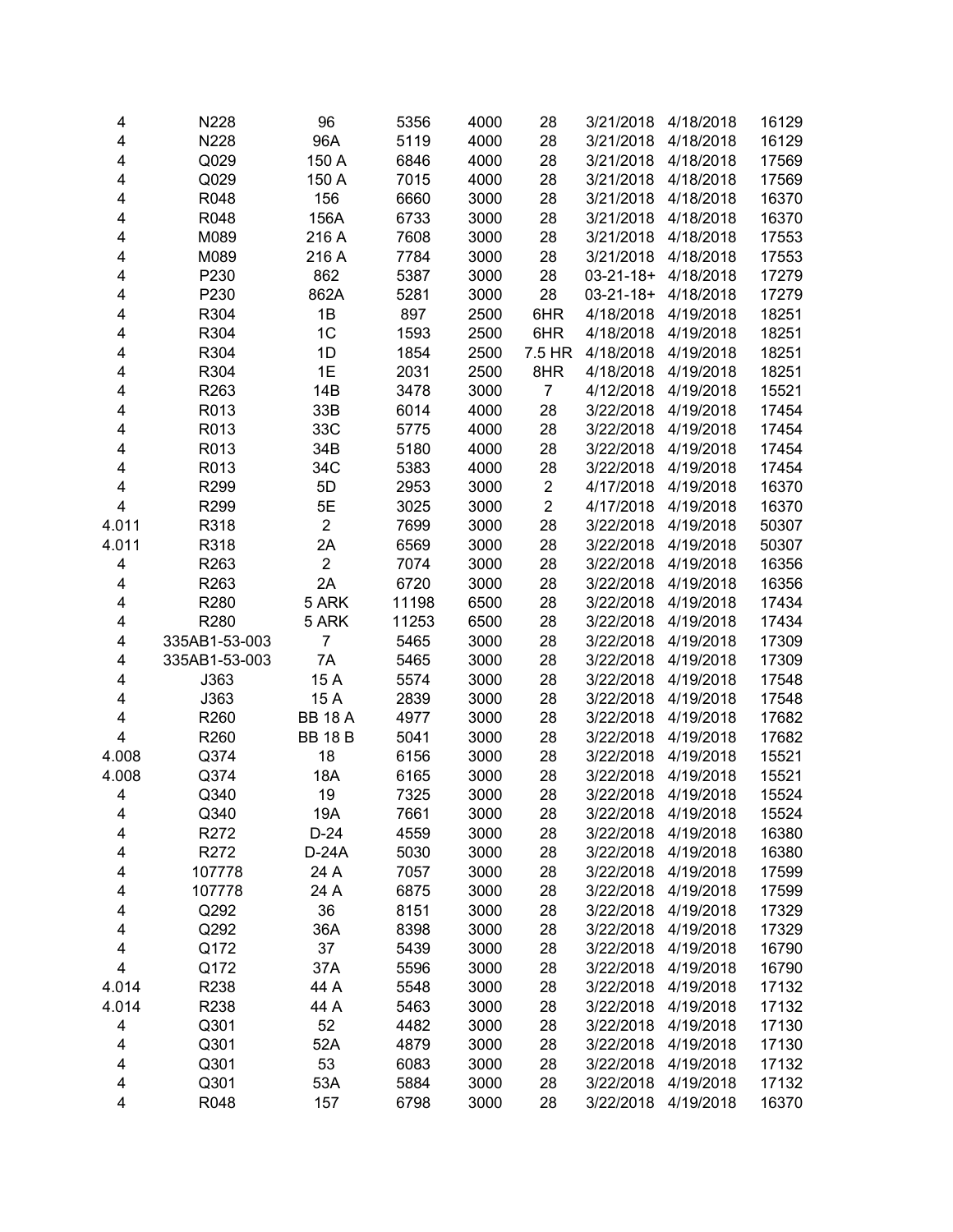| | | | | | | | | |
|---|---|---|---|---|---|---|---|---|
| 4 | N228 | 96 | 5356 | 4000 | 28 | 3/21/2018 | 4/18/2018 | 16129 |
| 4 | N228 | 96A | 5119 | 4000 | 28 | 3/21/2018 | 4/18/2018 | 16129 |
| 4 | Q029 | 150 A | 6846 | 4000 | 28 | 3/21/2018 | 4/18/2018 | 17569 |
| 4 | Q029 | 150 A | 7015 | 4000 | 28 | 3/21/2018 | 4/18/2018 | 17569 |
| 4 | R048 | 156 | 6660 | 3000 | 28 | 3/21/2018 | 4/18/2018 | 16370 |
| 4 | R048 | 156A | 6733 | 3000 | 28 | 3/21/2018 | 4/18/2018 | 16370 |
| 4 | M089 | 216 A | 7608 | 3000 | 28 | 3/21/2018 | 4/18/2018 | 17553 |
| 4 | M089 | 216 A | 7784 | 3000 | 28 | 3/21/2018 | 4/18/2018 | 17553 |
| 4 | P230 | 862 | 5387 | 3000 | 28 | 03-21-18+ | 4/18/2018 | 17279 |
| 4 | P230 | 862A | 5281 | 3000 | 28 | 03-21-18+ | 4/18/2018 | 17279 |
| 4 | R304 | 1B | 897 | 2500 | 6HR | 4/18/2018 | 4/19/2018 | 18251 |
| 4 | R304 | 1C | 1593 | 2500 | 6HR | 4/18/2018 | 4/19/2018 | 18251 |
| 4 | R304 | 1D | 1854 | 2500 | 7.5 HR | 4/18/2018 | 4/19/2018 | 18251 |
| 4 | R304 | 1E | 2031 | 2500 | 8HR | 4/18/2018 | 4/19/2018 | 18251 |
| 4 | R263 | 14B | 3478 | 3000 | 7 | 4/12/2018 | 4/19/2018 | 15521 |
| 4 | R013 | 33B | 6014 | 4000 | 28 | 3/22/2018 | 4/19/2018 | 17454 |
| 4 | R013 | 33C | 5775 | 4000 | 28 | 3/22/2018 | 4/19/2018 | 17454 |
| 4 | R013 | 34B | 5180 | 4000 | 28 | 3/22/2018 | 4/19/2018 | 17454 |
| 4 | R013 | 34C | 5383 | 4000 | 28 | 3/22/2018 | 4/19/2018 | 17454 |
| 4 | R299 | 5D | 2953 | 3000 | 2 | 4/17/2018 | 4/19/2018 | 16370 |
| 4 | R299 | 5E | 3025 | 3000 | 2 | 4/17/2018 | 4/19/2018 | 16370 |
| 4.011 | R318 | 2 | 7699 | 3000 | 28 | 3/22/2018 | 4/19/2018 | 50307 |
| 4.011 | R318 | 2A | 6569 | 3000 | 28 | 3/22/2018 | 4/19/2018 | 50307 |
| 4 | R263 | 2 | 7074 | 3000 | 28 | 3/22/2018 | 4/19/2018 | 16356 |
| 4 | R263 | 2A | 6720 | 3000 | 28 | 3/22/2018 | 4/19/2018 | 16356 |
| 4 | R280 | 5 ARK | 11198 | 6500 | 28 | 3/22/2018 | 4/19/2018 | 17434 |
| 4 | R280 | 5 ARK | 11253 | 6500 | 28 | 3/22/2018 | 4/19/2018 | 17434 |
| 4 | 335AB1-53-003 | 7 | 5465 | 3000 | 28 | 3/22/2018 | 4/19/2018 | 17309 |
| 4 | 335AB1-53-003 | 7A | 5465 | 3000 | 28 | 3/22/2018 | 4/19/2018 | 17309 |
| 4 | J363 | 15 A | 5574 | 3000 | 28 | 3/22/2018 | 4/19/2018 | 17548 |
| 4 | J363 | 15 A | 2839 | 3000 | 28 | 3/22/2018 | 4/19/2018 | 17548 |
| 4 | R260 | BB 18 A | 4977 | 3000 | 28 | 3/22/2018 | 4/19/2018 | 17682 |
| 4 | R260 | BB 18 B | 5041 | 3000 | 28 | 3/22/2018 | 4/19/2018 | 17682 |
| 4.008 | Q374 | 18 | 6156 | 3000 | 28 | 3/22/2018 | 4/19/2018 | 15521 |
| 4.008 | Q374 | 18A | 6165 | 3000 | 28 | 3/22/2018 | 4/19/2018 | 15521 |
| 4 | Q340 | 19 | 7325 | 3000 | 28 | 3/22/2018 | 4/19/2018 | 15524 |
| 4 | Q340 | 19A | 7661 | 3000 | 28 | 3/22/2018 | 4/19/2018 | 15524 |
| 4 | R272 | D-24 | 4559 | 3000 | 28 | 3/22/2018 | 4/19/2018 | 16380 |
| 4 | R272 | D-24A | 5030 | 3000 | 28 | 3/22/2018 | 4/19/2018 | 16380 |
| 4 | 107778 | 24 A | 7057 | 3000 | 28 | 3/22/2018 | 4/19/2018 | 17599 |
| 4 | 107778 | 24 A | 6875 | 3000 | 28 | 3/22/2018 | 4/19/2018 | 17599 |
| 4 | Q292 | 36 | 8151 | 3000 | 28 | 3/22/2018 | 4/19/2018 | 17329 |
| 4 | Q292 | 36A | 8398 | 3000 | 28 | 3/22/2018 | 4/19/2018 | 17329 |
| 4 | Q172 | 37 | 5439 | 3000 | 28 | 3/22/2018 | 4/19/2018 | 16790 |
| 4 | Q172 | 37A | 5596 | 3000 | 28 | 3/22/2018 | 4/19/2018 | 16790 |
| 4.014 | R238 | 44 A | 5548 | 3000 | 28 | 3/22/2018 | 4/19/2018 | 17132 |
| 4.014 | R238 | 44 A | 5463 | 3000 | 28 | 3/22/2018 | 4/19/2018 | 17132 |
| 4 | Q301 | 52 | 4482 | 3000 | 28 | 3/22/2018 | 4/19/2018 | 17130 |
| 4 | Q301 | 52A | 4879 | 3000 | 28 | 3/22/2018 | 4/19/2018 | 17130 |
| 4 | Q301 | 53 | 6083 | 3000 | 28 | 3/22/2018 | 4/19/2018 | 17132 |
| 4 | Q301 | 53A | 5884 | 3000 | 28 | 3/22/2018 | 4/19/2018 | 17132 |
| 4 | R048 | 157 | 6798 | 3000 | 28 | 3/22/2018 | 4/19/2018 | 16370 |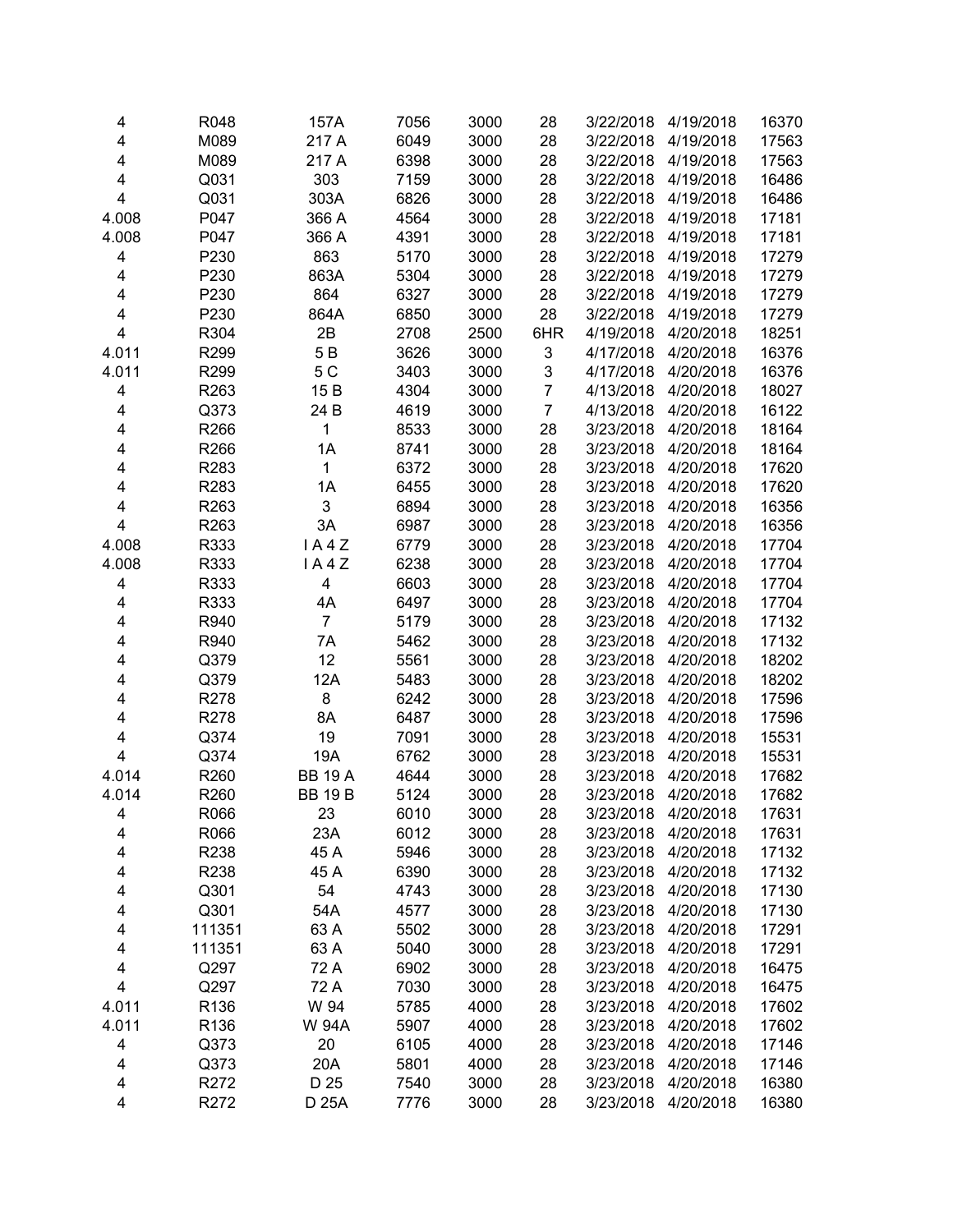| | | | | | | | | |
|---|---|---|---|---|---|---|---|---|
| 4 | R048 | 157A | 7056 | 3000 | 28 | 3/22/2018 | 4/19/2018 | 16370 |
| 4 | M089 | 217 A | 6049 | 3000 | 28 | 3/22/2018 | 4/19/2018 | 17563 |
| 4 | M089 | 217 A | 6398 | 3000 | 28 | 3/22/2018 | 4/19/2018 | 17563 |
| 4 | Q031 | 303 | 7159 | 3000 | 28 | 3/22/2018 | 4/19/2018 | 16486 |
| 4 | Q031 | 303A | 6826 | 3000 | 28 | 3/22/2018 | 4/19/2018 | 16486 |
| 4.008 | P047 | 366 A | 4564 | 3000 | 28 | 3/22/2018 | 4/19/2018 | 17181 |
| 4.008 | P047 | 366 A | 4391 | 3000 | 28 | 3/22/2018 | 4/19/2018 | 17181 |
| 4 | P230 | 863 | 5170 | 3000 | 28 | 3/22/2018 | 4/19/2018 | 17279 |
| 4 | P230 | 863A | 5304 | 3000 | 28 | 3/22/2018 | 4/19/2018 | 17279 |
| 4 | P230 | 864 | 6327 | 3000 | 28 | 3/22/2018 | 4/19/2018 | 17279 |
| 4 | P230 | 864A | 6850 | 3000 | 28 | 3/22/2018 | 4/19/2018 | 17279 |
| 4 | R304 | 2B | 2708 | 2500 | 6HR | 4/19/2018 | 4/20/2018 | 18251 |
| 4.011 | R299 | 5 B | 3626 | 3000 | 3 | 4/17/2018 | 4/20/2018 | 16376 |
| 4.011 | R299 | 5 C | 3403 | 3000 | 3 | 4/17/2018 | 4/20/2018 | 16376 |
| 4 | R263 | 15 B | 4304 | 3000 | 7 | 4/13/2018 | 4/20/2018 | 18027 |
| 4 | Q373 | 24 B | 4619 | 3000 | 7 | 4/13/2018 | 4/20/2018 | 16122 |
| 4 | R266 | 1 | 8533 | 3000 | 28 | 3/23/2018 | 4/20/2018 | 18164 |
| 4 | R266 | 1A | 8741 | 3000 | 28 | 3/23/2018 | 4/20/2018 | 18164 |
| 4 | R283 | 1 | 6372 | 3000 | 28 | 3/23/2018 | 4/20/2018 | 17620 |
| 4 | R283 | 1A | 6455 | 3000 | 28 | 3/23/2018 | 4/20/2018 | 17620 |
| 4 | R263 | 3 | 6894 | 3000 | 28 | 3/23/2018 | 4/20/2018 | 16356 |
| 4 | R263 | 3A | 6987 | 3000 | 28 | 3/23/2018 | 4/20/2018 | 16356 |
| 4.008 | R333 | I A 4 Z | 6779 | 3000 | 28 | 3/23/2018 | 4/20/2018 | 17704 |
| 4.008 | R333 | I A 4 Z | 6238 | 3000 | 28 | 3/23/2018 | 4/20/2018 | 17704 |
| 4 | R333 | 4 | 6603 | 3000 | 28 | 3/23/2018 | 4/20/2018 | 17704 |
| 4 | R333 | 4A | 6497 | 3000 | 28 | 3/23/2018 | 4/20/2018 | 17704 |
| 4 | R940 | 7 | 5179 | 3000 | 28 | 3/23/2018 | 4/20/2018 | 17132 |
| 4 | R940 | 7A | 5462 | 3000 | 28 | 3/23/2018 | 4/20/2018 | 17132 |
| 4 | Q379 | 12 | 5561 | 3000 | 28 | 3/23/2018 | 4/20/2018 | 18202 |
| 4 | Q379 | 12A | 5483 | 3000 | 28 | 3/23/2018 | 4/20/2018 | 18202 |
| 4 | R278 | 8 | 6242 | 3000 | 28 | 3/23/2018 | 4/20/2018 | 17596 |
| 4 | R278 | 8A | 6487 | 3000 | 28 | 3/23/2018 | 4/20/2018 | 17596 |
| 4 | Q374 | 19 | 7091 | 3000 | 28 | 3/23/2018 | 4/20/2018 | 15531 |
| 4 | Q374 | 19A | 6762 | 3000 | 28 | 3/23/2018 | 4/20/2018 | 15531 |
| 4.014 | R260 | BB 19 A | 4644 | 3000 | 28 | 3/23/2018 | 4/20/2018 | 17682 |
| 4.014 | R260 | BB 19 B | 5124 | 3000 | 28 | 3/23/2018 | 4/20/2018 | 17682 |
| 4 | R066 | 23 | 6010 | 3000 | 28 | 3/23/2018 | 4/20/2018 | 17631 |
| 4 | R066 | 23A | 6012 | 3000 | 28 | 3/23/2018 | 4/20/2018 | 17631 |
| 4 | R238 | 45 A | 5946 | 3000 | 28 | 3/23/2018 | 4/20/2018 | 17132 |
| 4 | R238 | 45 A | 6390 | 3000 | 28 | 3/23/2018 | 4/20/2018 | 17132 |
| 4 | Q301 | 54 | 4743 | 3000 | 28 | 3/23/2018 | 4/20/2018 | 17130 |
| 4 | Q301 | 54A | 4577 | 3000 | 28 | 3/23/2018 | 4/20/2018 | 17130 |
| 4 | 111351 | 63 A | 5502 | 3000 | 28 | 3/23/2018 | 4/20/2018 | 17291 |
| 4 | 111351 | 63 A | 5040 | 3000 | 28 | 3/23/2018 | 4/20/2018 | 17291 |
| 4 | Q297 | 72 A | 6902 | 3000 | 28 | 3/23/2018 | 4/20/2018 | 16475 |
| 4 | Q297 | 72 A | 7030 | 3000 | 28 | 3/23/2018 | 4/20/2018 | 16475 |
| 4.011 | R136 | W 94 | 5785 | 4000 | 28 | 3/23/2018 | 4/20/2018 | 17602 |
| 4.011 | R136 | W 94A | 5907 | 4000 | 28 | 3/23/2018 | 4/20/2018 | 17602 |
| 4 | Q373 | 20 | 6105 | 4000 | 28 | 3/23/2018 | 4/20/2018 | 17146 |
| 4 | Q373 | 20A | 5801 | 4000 | 28 | 3/23/2018 | 4/20/2018 | 17146 |
| 4 | R272 | D 25 | 7540 | 3000 | 28 | 3/23/2018 | 4/20/2018 | 16380 |
| 4 | R272 | D 25A | 7776 | 3000 | 28 | 3/23/2018 | 4/20/2018 | 16380 |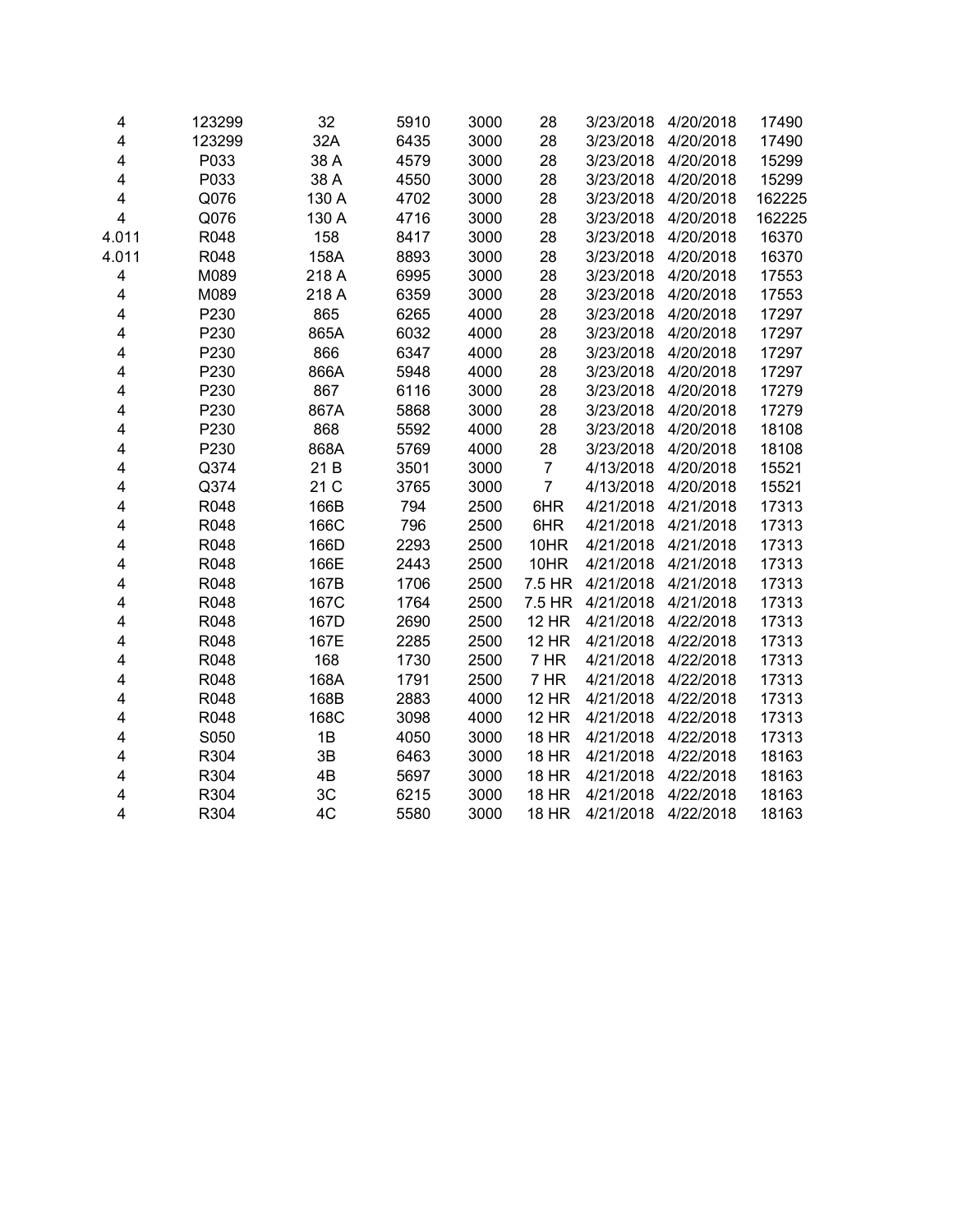| | | | | | | | | |
|---|---|---|---|---|---|---|---|---|
| 4 | 123299 | 32 | 5910 | 3000 | 28 | 3/23/2018 | 4/20/2018 | 17490 |
| 4 | 123299 | 32A | 6435 | 3000 | 28 | 3/23/2018 | 4/20/2018 | 17490 |
| 4 | P033 | 38 A | 4579 | 3000 | 28 | 3/23/2018 | 4/20/2018 | 15299 |
| 4 | P033 | 38 A | 4550 | 3000 | 28 | 3/23/2018 | 4/20/2018 | 15299 |
| 4 | Q076 | 130 A | 4702 | 3000 | 28 | 3/23/2018 | 4/20/2018 | 162225 |
| 4 | Q076 | 130 A | 4716 | 3000 | 28 | 3/23/2018 | 4/20/2018 | 162225 |
| 4.011 | R048 | 158 | 8417 | 3000 | 28 | 3/23/2018 | 4/20/2018 | 16370 |
| 4.011 | R048 | 158A | 8893 | 3000 | 28 | 3/23/2018 | 4/20/2018 | 16370 |
| 4 | M089 | 218 A | 6995 | 3000 | 28 | 3/23/2018 | 4/20/2018 | 17553 |
| 4 | M089 | 218 A | 6359 | 3000 | 28 | 3/23/2018 | 4/20/2018 | 17553 |
| 4 | P230 | 865 | 6265 | 4000 | 28 | 3/23/2018 | 4/20/2018 | 17297 |
| 4 | P230 | 865A | 6032 | 4000 | 28 | 3/23/2018 | 4/20/2018 | 17297 |
| 4 | P230 | 866 | 6347 | 4000 | 28 | 3/23/2018 | 4/20/2018 | 17297 |
| 4 | P230 | 866A | 5948 | 4000 | 28 | 3/23/2018 | 4/20/2018 | 17297 |
| 4 | P230 | 867 | 6116 | 3000 | 28 | 3/23/2018 | 4/20/2018 | 17279 |
| 4 | P230 | 867A | 5868 | 3000 | 28 | 3/23/2018 | 4/20/2018 | 17279 |
| 4 | P230 | 868 | 5592 | 4000 | 28 | 3/23/2018 | 4/20/2018 | 18108 |
| 4 | P230 | 868A | 5769 | 4000 | 28 | 3/23/2018 | 4/20/2018 | 18108 |
| 4 | Q374 | 21 B | 3501 | 3000 | 7 | 4/13/2018 | 4/20/2018 | 15521 |
| 4 | Q374 | 21 C | 3765 | 3000 | 7 | 4/13/2018 | 4/20/2018 | 15521 |
| 4 | R048 | 166B | 794 | 2500 | 6HR | 4/21/2018 | 4/21/2018 | 17313 |
| 4 | R048 | 166C | 796 | 2500 | 6HR | 4/21/2018 | 4/21/2018 | 17313 |
| 4 | R048 | 166D | 2293 | 2500 | 10HR | 4/21/2018 | 4/21/2018 | 17313 |
| 4 | R048 | 166E | 2443 | 2500 | 10HR | 4/21/2018 | 4/21/2018 | 17313 |
| 4 | R048 | 167B | 1706 | 2500 | 7.5 HR | 4/21/2018 | 4/21/2018 | 17313 |
| 4 | R048 | 167C | 1764 | 2500 | 7.5 HR | 4/21/2018 | 4/21/2018 | 17313 |
| 4 | R048 | 167D | 2690 | 2500 | 12 HR | 4/21/2018 | 4/22/2018 | 17313 |
| 4 | R048 | 167E | 2285 | 2500 | 12 HR | 4/21/2018 | 4/22/2018 | 17313 |
| 4 | R048 | 168 | 1730 | 2500 | 7 HR | 4/21/2018 | 4/22/2018 | 17313 |
| 4 | R048 | 168A | 1791 | 2500 | 7 HR | 4/21/2018 | 4/22/2018 | 17313 |
| 4 | R048 | 168B | 2883 | 4000 | 12 HR | 4/21/2018 | 4/22/2018 | 17313 |
| 4 | R048 | 168C | 3098 | 4000 | 12 HR | 4/21/2018 | 4/22/2018 | 17313 |
| 4 | S050 | 1B | 4050 | 3000 | 18 HR | 4/21/2018 | 4/22/2018 | 17313 |
| 4 | R304 | 3B | 6463 | 3000 | 18 HR | 4/21/2018 | 4/22/2018 | 18163 |
| 4 | R304 | 4B | 5697 | 3000 | 18 HR | 4/21/2018 | 4/22/2018 | 18163 |
| 4 | R304 | 3C | 6215 | 3000 | 18 HR | 4/21/2018 | 4/22/2018 | 18163 |
| 4 | R304 | 4C | 5580 | 3000 | 18 HR | 4/21/2018 | 4/22/2018 | 18163 |